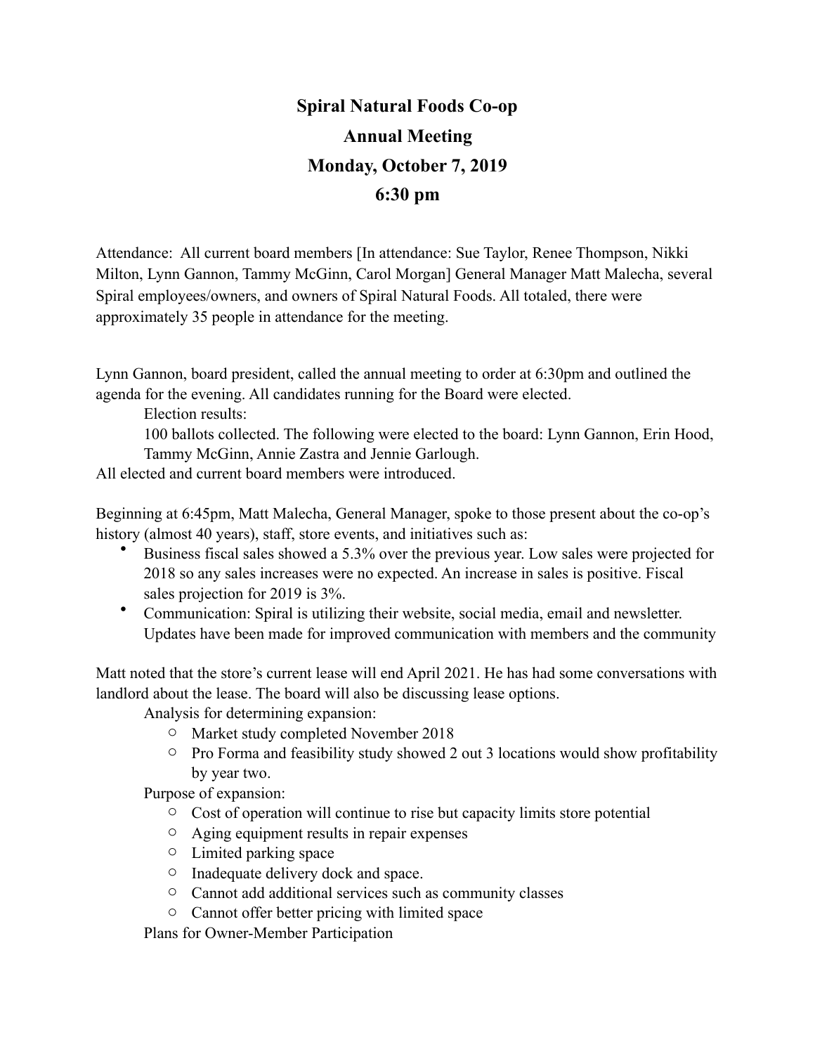# Spiral Natural Foods Co-op

## Annual Meeting

## Monday, October 7, 2019

## 6:30 pm

Attendance: All current board members [In attendance: Sue Taylor, Renee Thompson, Nikki Milton, Lynn Gannon, Tammy McGinn, Carol Morgan] General Manager Matt Malecha, several Spiral employees/owners, and owners of Spiral Natural Foods. All totaled, there were approximately 35 people in attendance for the meeting.

Lynn Gannon, board president, called the annual meeting to order at 6:30pm and outlined the agenda for the evening. All candidates running for the Board were elected.

Election results:

100 ballots collected. The following were elected to the board: Lynn Gannon, Erin Hood, Tammy McGinn, Annie Zastra and Jennie Garlough.

All elected and current board members were introduced.

Beginning at 6:45pm, Matt Malecha, General Manager, spoke to those present about the co-op's history (almost 40 years), staff, store events, and initiatives such as:

- Business fiscal sales showed a 5.3% over the previous year. Low sales were projected for 2018 so any sales increases were no expected. An increase in sales is positive. Fiscal sales projection for 2019 is 3%.
- Communication: Spiral is utilizing their website, social media, email and newsletter. Updates have been made for improved communication with members and the community

Matt noted that the store's current lease will end April 2021. He has had some conversations with landlord about the lease. The board will also be discussing lease options.

Analysis for determining expansion:

- Market study completed November 2018
- Pro Forma and feasibility study showed 2 out 3 locations would show profitability by year two.

Purpose of expansion:

- Cost of operation will continue to rise but capacity limits store potential
- Aging equipment results in repair expenses
- Limited parking space
- Inadequate delivery dock and space.
- Cannot add additional services such as community classes
- Cannot offer better pricing with limited space

Plans for Owner-Member Participation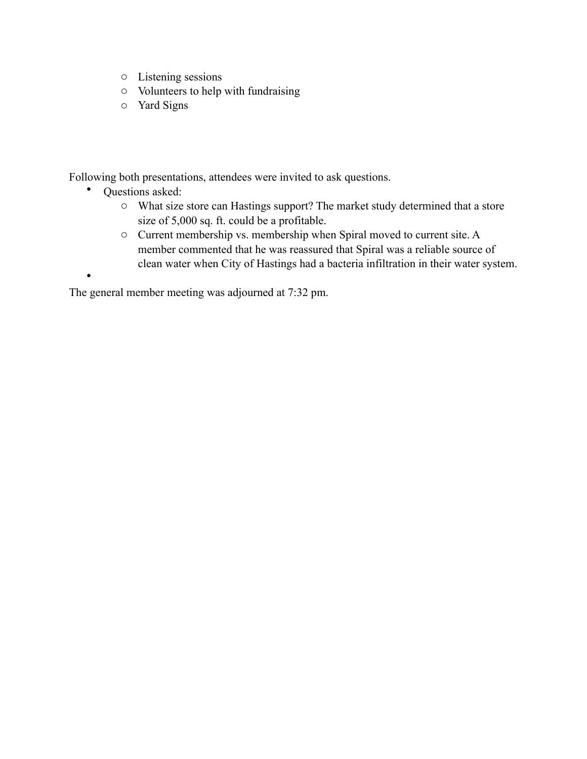- Listening sessions
  - Volunteers to help with fundraising
  - Yard Signs

Following both presentations, attendees were invited to ask questions.

- Questions asked:
  - What size store can Hastings support? The market study determined that a store size of 5,000 sq. ft. could be a profitable.
  - Current membership vs. membership when Spiral moved to current site. A member commented that he was reassured that Spiral was a reliable source of clean water when City of Hastings had a bacteria infiltration in their water system.
-

The general member meeting was adjourned at 7:32 pm.